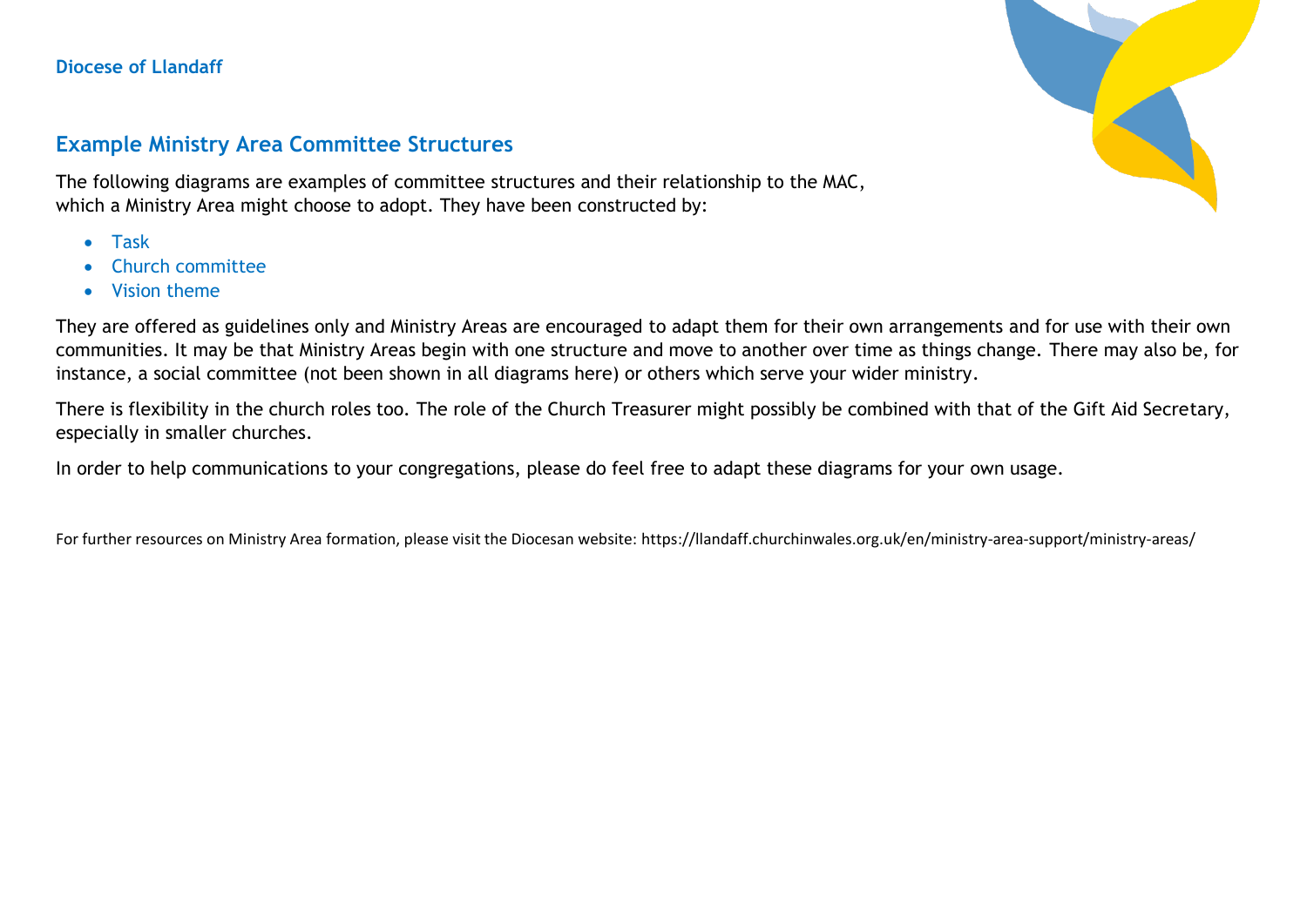**Diocese of Llandaff**

## Example Ministry Area Committee Structures

The following diagrams are examples of committee structures and their relationship to the MAC, which a Ministry Area might choose to adopt. They have been constructed by:

- Task
- Church committee
- Vision theme

They are offered as guidelines only and Ministry Areas are encouraged to adapt them for their own arrangements and for use with their own communities. It may be that Ministry Areas begin with one structure and move to another over time as things change. There may also be, for instance, a social committee (not been shown in all diagrams here) or others which serve your wider ministry.

There is flexibility in the church roles too. The role of the Church Treasurer might possibly be combined with that of the Gift Aid Secretary, especially in smaller churches.

In order to help communications to your congregations, please do feel free to adapt these diagrams for your own usage.

For further resources on Ministry Area formation, please visit the Diocesan website: https://llandaff.churchinwales.org.uk/en/ministry-area-support/ministry-areas/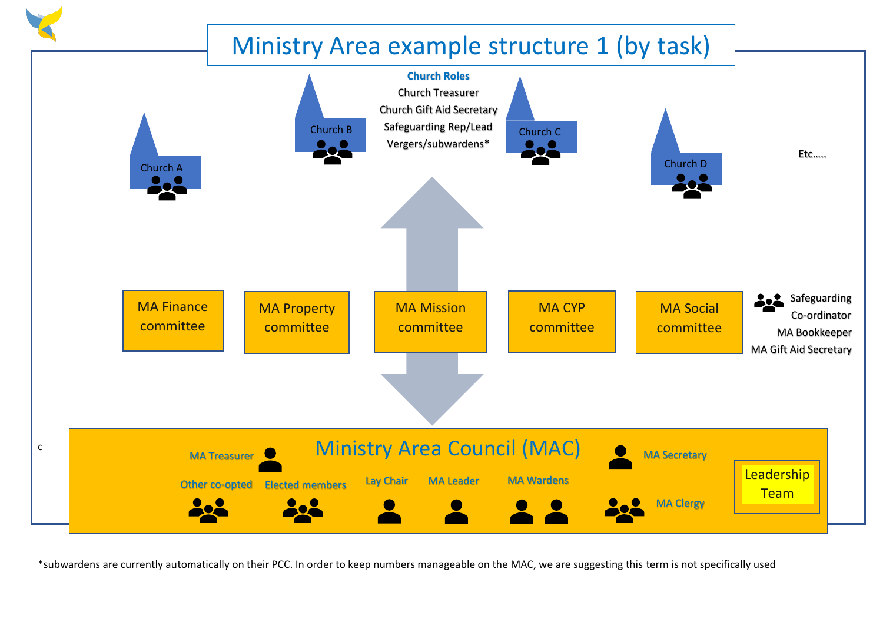# Ministry Area example structure 1 (by task)

**Church Roles**

Church Treasurer
Church Gift Aid Secretary
Safeguarding Rep/Lead
Vergers/subwardens*

Church A

Church B

Church C

Church D

Etc…..

MA Finance committee

MA Property committee

MA Mission committee

MA CYP committee

MA Social committee

Safeguarding Co-ordinator
MA Bookkeeper
MA Gift Aid Secretary

c

## Ministry Area Council (MAC)

MA Treasurer

MA Secretary

Other co-opted

Elected members

Lay Chair

MA Leader

MA Wardens

MA Clergy

Leadership Team

*subwardens are currently automatically on their PCC. In order to keep numbers manageable on the MAC, we are suggesting this term is not specifically used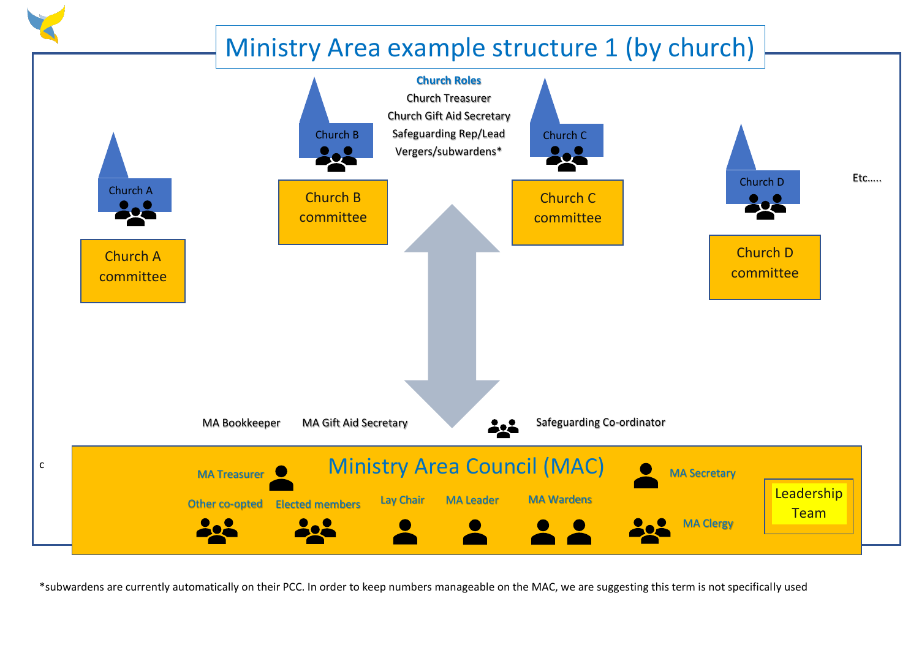# Ministry Area example structure 1 (by church)

Church A

Church A committee

Church B

Church B committee

**Church Roles**

Church Treasurer
Church Gift Aid Secretary
Safeguarding Rep/Lead
Vergers/subwardens*

Church C

Church C committee

Church D

Church D committee

Etc.....

MA Bookkeeper

MA Gift Aid Secretary

Safeguarding Co-ordinator

c

## Ministry Area Council (MAC)

MA Treasurer

MA Secretary

Other co-opted

Elected members

Lay Chair

MA Leader

MA Wardens

MA Clergy

Leadership Team

*subwardens are currently automatically on their PCC. In order to keep numbers manageable on the MAC, we are suggesting this term is not specifically used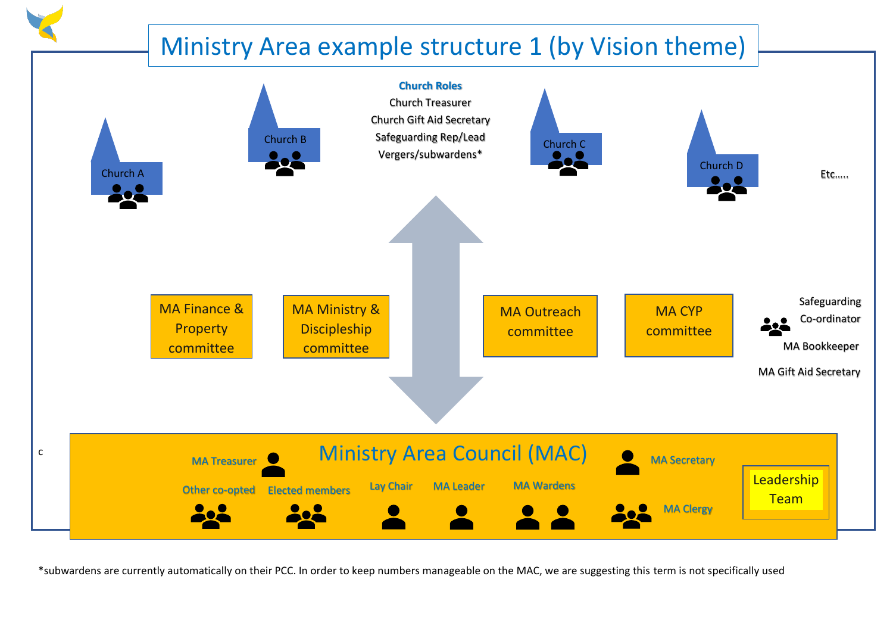# Ministry Area example structure 1 (by Vision theme)

**Church Roles**

Church Treasurer

Church Gift Aid Secretary

Safeguarding Rep/Lead

Vergers/subwardens*

Church A

Church B

Church C

Church D

Etc…..

MA Finance & Property committee

MA Ministry & Discipleship committee

MA Outreach committee

MA CYP committee

Safeguarding Co-ordinator

MA Bookkeeper

MA Gift Aid Secretary

c

Ministry Area Council (MAC)

MA Treasurer

MA Secretary

Other co-opted

Elected members

Lay Chair

MA Leader

MA Wardens

MA Clergy

Leadership Team

*subwardens are currently automatically on their PCC. In order to keep numbers manageable on the MAC, we are suggesting this term is not specifically used